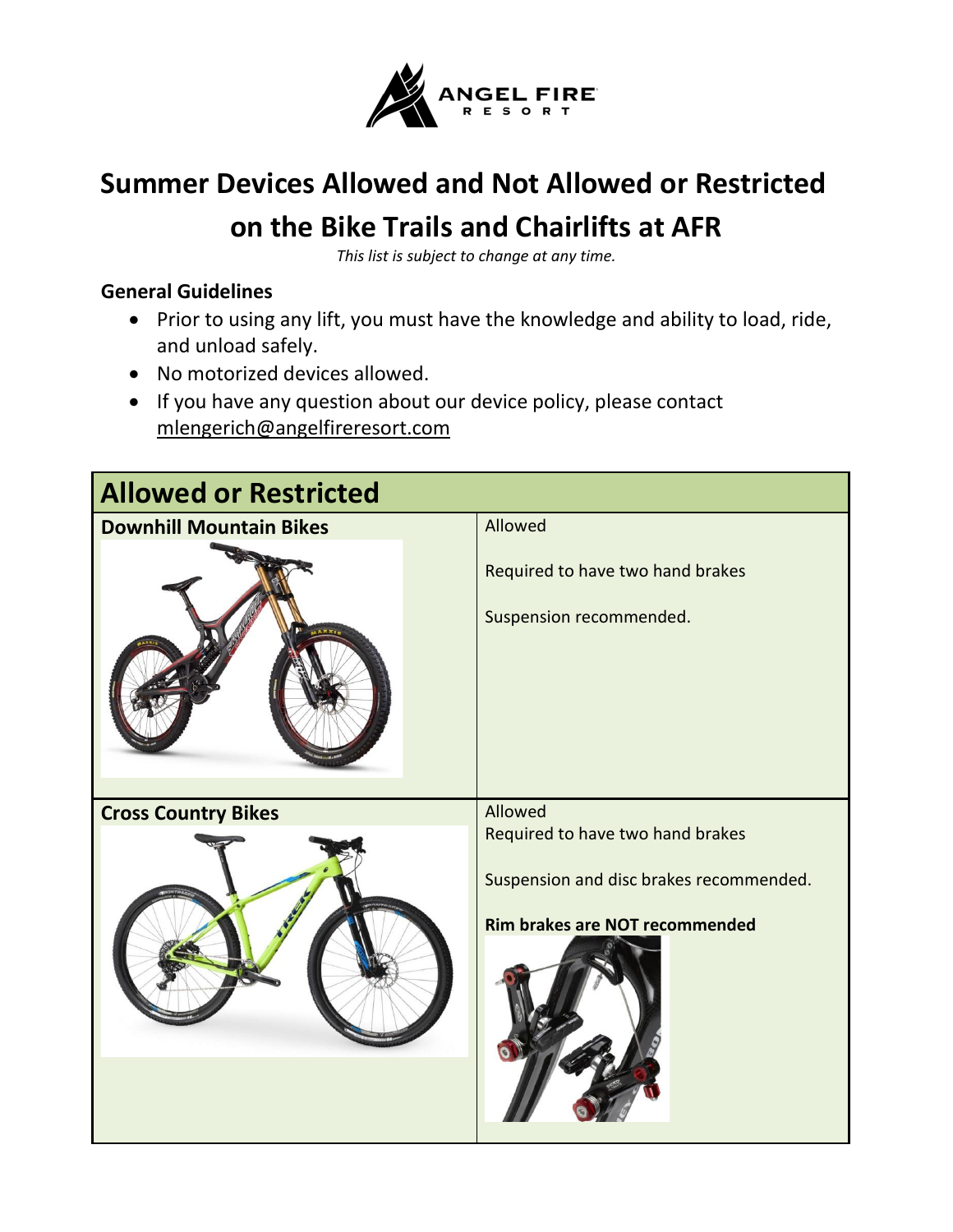# Summer Devices Allowed and Not Allowed or Restricted on the Bike Trails and Chairlifts at AFR

*This list is subject to change at any time.*

**General Guidelines**

- Prior to using any lift, you must have the knowledge and ability to load, ride, and unload safely.
- No motorized devices allowed.
- If you have any question about our device policy, please contact mlengerich@angelfireresort.com

| Allowed or Restricted | |
|---|---|
| **Downhill Mountain Bikes** | Allowed<br><br>Required to have two hand brakes<br><br>Suspension recommended. |
| **Cross Country Bikes** | Allowed<br>Required to have two hand brakes<br><br>Suspension and disc brakes recommended.<br><br>**Rim brakes are NOT recommended** |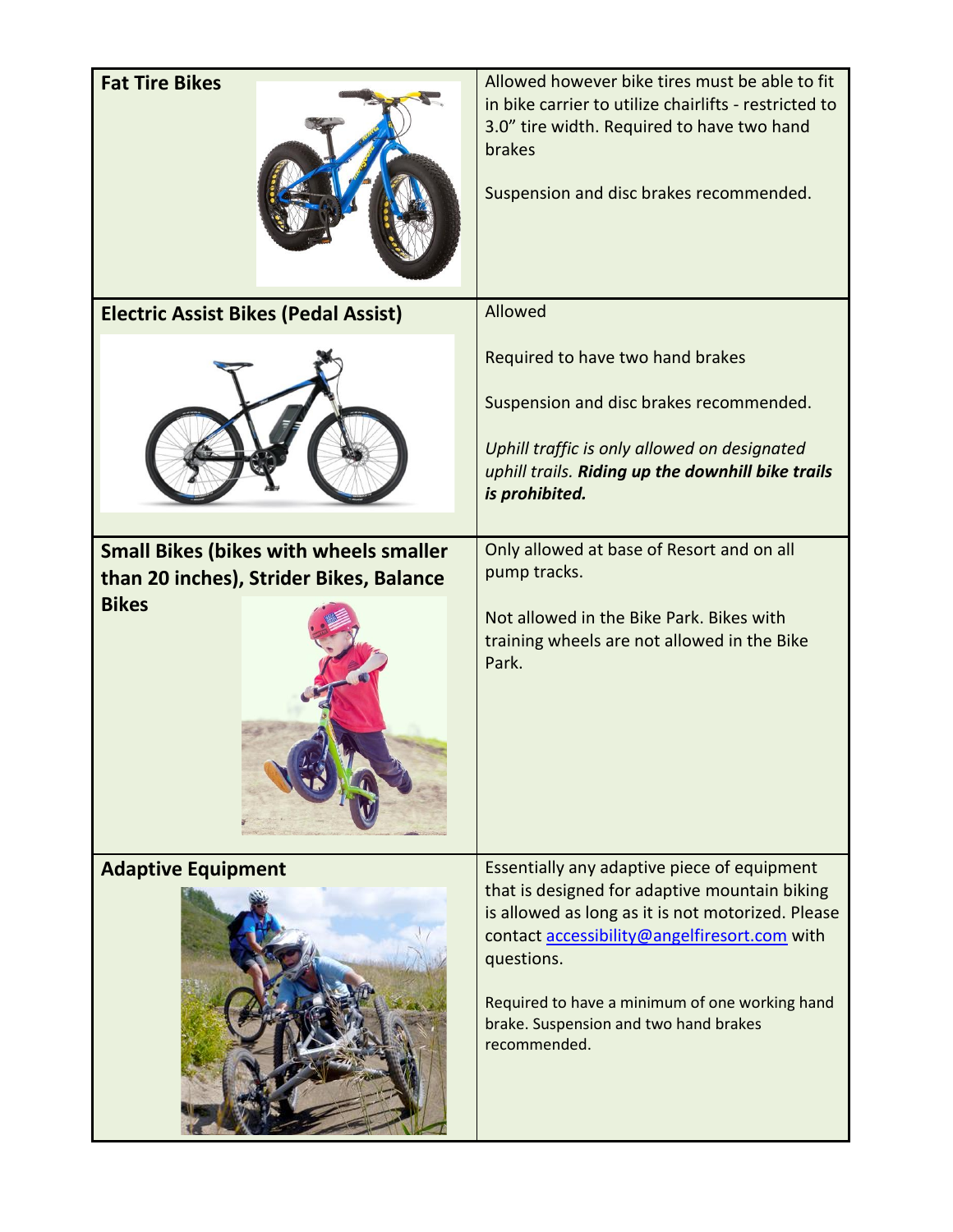| | |
|---|---|
| **Fat Tire Bikes** | Allowed however bike tires must be able to fit in bike carrier to utilize chairlifts - restricted to 3.0" tire width. Required to have two hand brakes<br><br>Suspension and disc brakes recommended. |
| **Electric Assist Bikes (Pedal Assist)** | Allowed<br><br>Required to have two hand brakes<br><br>Suspension and disc brakes recommended.<br><br>*Uphill traffic is only allowed on designated uphill trails.* ***Riding up the downhill bike trails is prohibited.*** |
| **Small Bikes (bikes with wheels smaller than 20 inches), Strider Bikes, Balance Bikes** | Only allowed at base of Resort and on all pump tracks.<br><br>Not allowed in the Bike Park. Bikes with training wheels are not allowed in the Bike Park. |
| **Adaptive Equipment** | Essentially any adaptive piece of equipment that is designed for adaptive mountain biking is allowed as long as it is not motorized. Please contact [accessibility@angelfiresort.com](mailto:accessibility@angelfiresort.com) with questions.<br><br>Required to have a minimum of one working hand brake. Suspension and two hand brakes recommended. |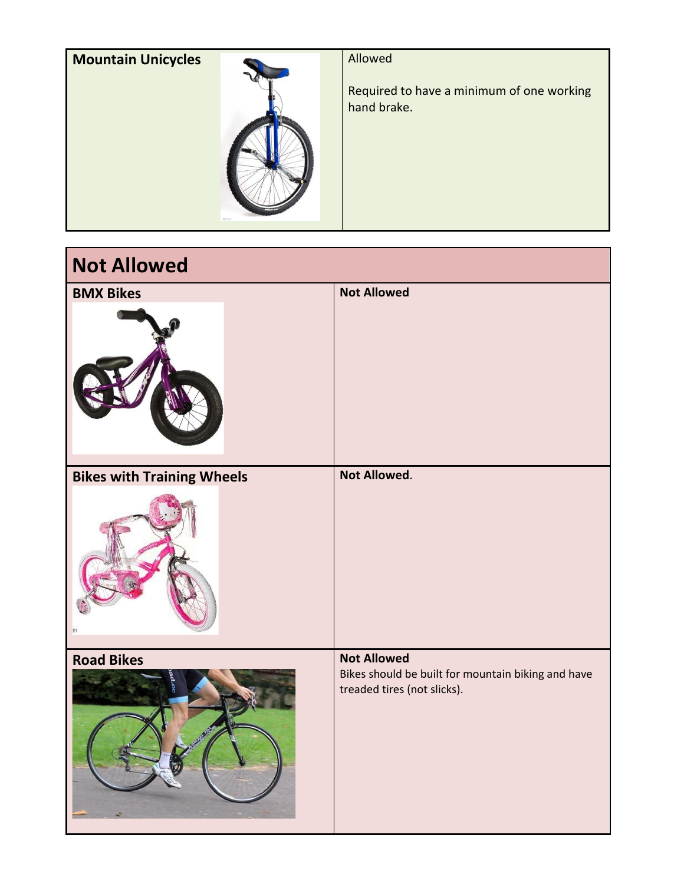| Mountain Unicycles | Allowed<br><br>Required to have a minimum of one working hand brake. |
| --- | --- |

| Not Allowed | |
| --- | --- |
| **BMX Bikes** | **Not Allowed** |
| **Bikes with Training Wheels** | **Not Allowed**. |
| **Road Bikes** | **Not Allowed**<br>Bikes should be built for mountain biking and have treaded tires (not slicks). |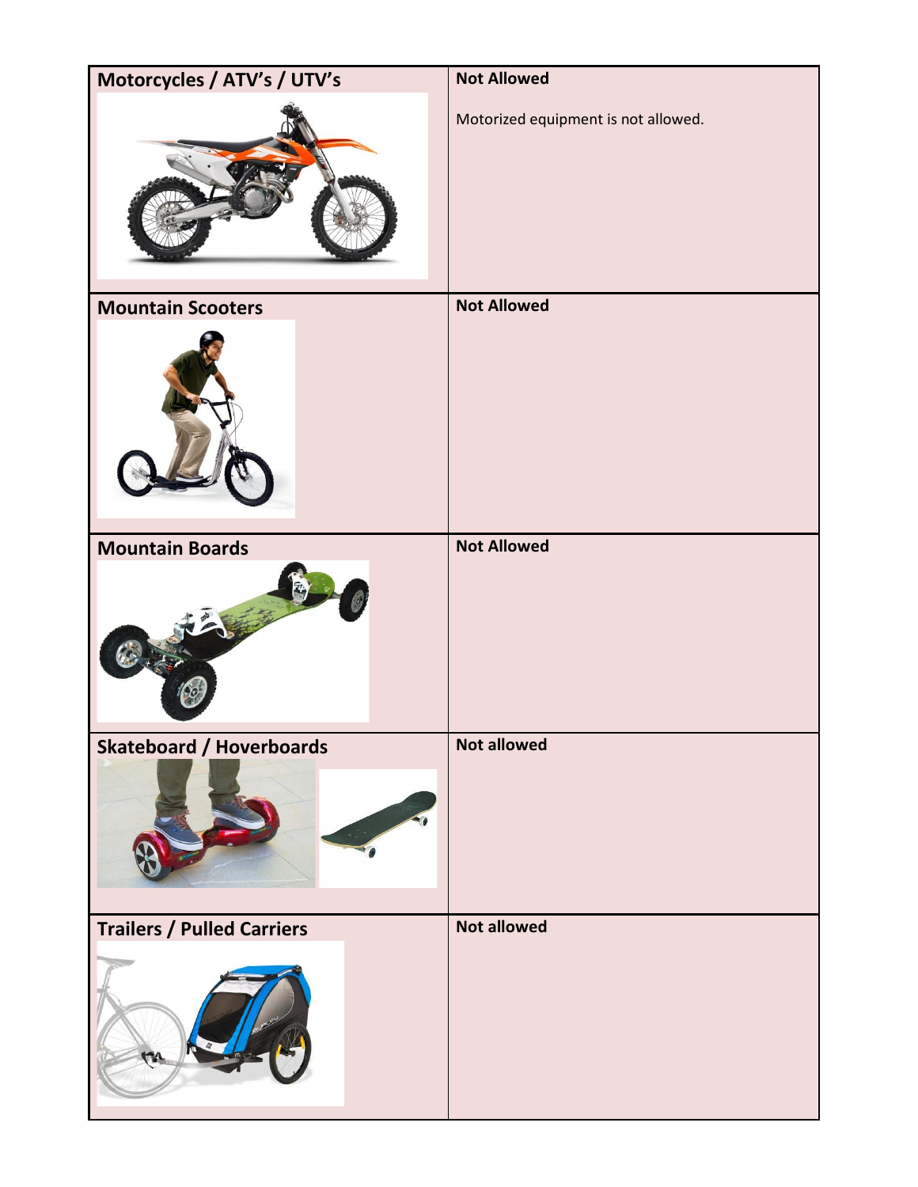| | |
|---|---|
| **Motorcycles / ATV's / UTV's** | **Not Allowed**<br><br>Motorized equipment is not allowed. |
| **Mountain Scooters** | **Not Allowed** |
| **Mountain Boards** | **Not Allowed** |
| **Skateboard / Hoverboards** | **Not allowed** |
| **Trailers / Pulled Carriers** | **Not allowed** |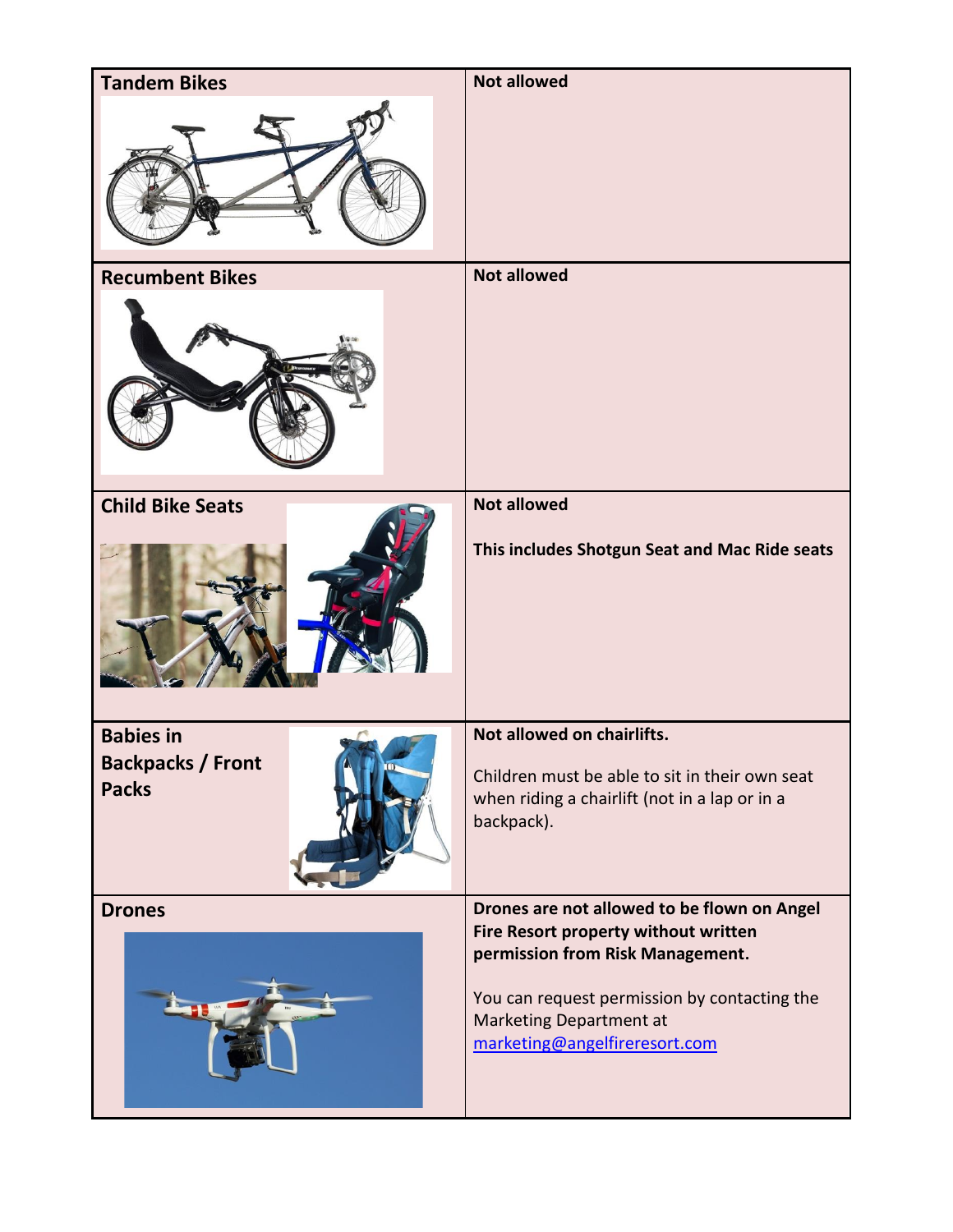| | |
|---|---|
| **Tandem Bikes** | **Not allowed** |
| **Recumbent Bikes** | **Not allowed** |
| **Child Bike Seats** | **Not allowed**<br><br>**This includes Shotgun Seat and Mac Ride seats** |
| **Babies in Backpacks / Front Packs** | **Not allowed on chairlifts.**<br><br>Children must be able to sit in their own seat when riding a chairlift (not in a lap or in a backpack). |
| **Drones** | **Drones are not allowed to be flown on Angel Fire Resort property without written permission from Risk Management.**<br><br>You can request permission by contacting the Marketing Department at marketing@angelfireresort.com |